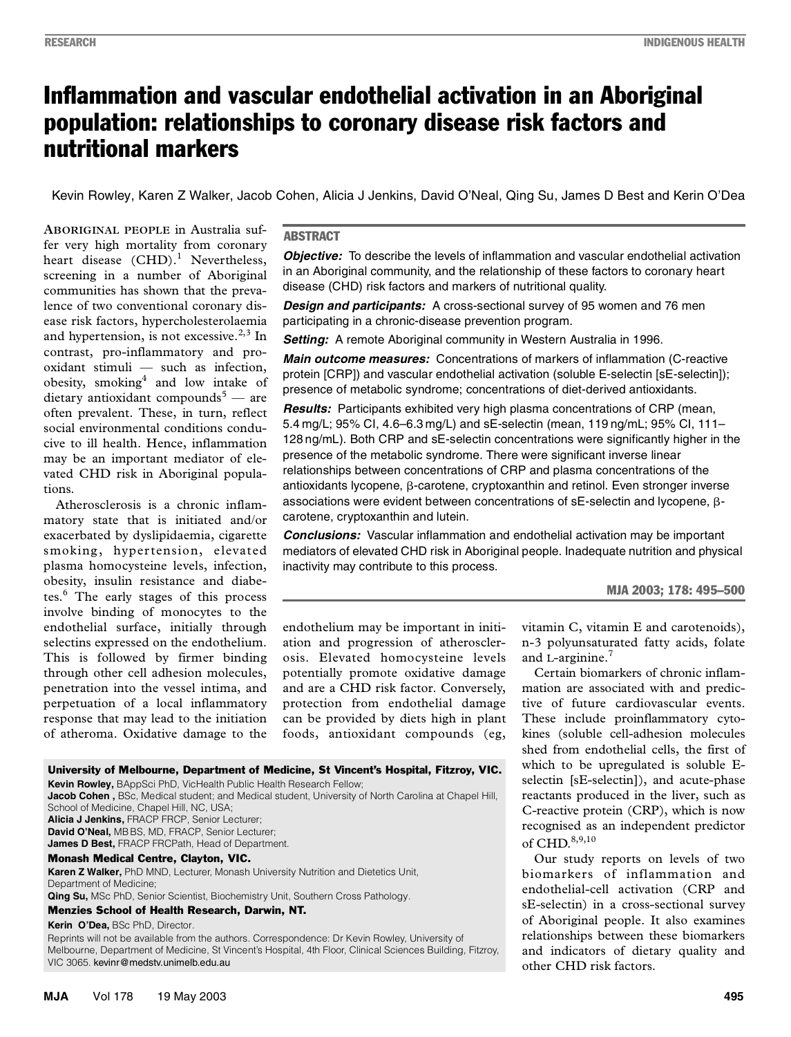# Inflammation and vascular endothelial activation in an Aboriginal population: relationships to coronary disease risk factors and nutritional markers

Kevin Rowley, Karen Z Walker, Jacob Cohen, Alicia J Jenkins, David O'Neal, Qing Su, James D Best and Kerin O'Dea

## ABSTRACT

***Objective:*** To describe the levels of inflammation and vascular endothelial activation in an Aboriginal community, and the relationship of these factors to coronary heart disease (CHD) risk factors and markers of nutritional quality.

***Design and participants:*** A cross-sectional survey of 95 women and 76 men participating in a chronic-disease prevention program.

***Setting:*** A remote Aboriginal community in Western Australia in 1996.

***Main outcome measures:*** Concentrations of markers of inflammation (C-reactive protein [CRP]) and vascular endothelial activation (soluble E-selectin [sE-selectin]); presence of metabolic syndrome; concentrations of diet-derived antioxidants.

***Results:*** Participants exhibited very high plasma concentrations of CRP (mean, 5.4 mg/L; 95% CI, 4.6–6.3 mg/L) and sE-selectin (mean, 119 ng/mL; 95% CI, 111–128 ng/mL). Both CRP and sE-selectin concentrations were significantly higher in the presence of the metabolic syndrome. There were significant inverse linear relationships between concentrations of CRP and plasma concentrations of the antioxidants lycopene, β-carotene, cryptoxanthin and retinol. Even stronger inverse associations were evident between concentrations of sE-selectin and lycopene, β-carotene, cryptoxanthin and lutein.

***Conclusions:*** Vascular inflammation and endothelial activation may be important mediators of elevated CHD risk in Aboriginal people. Inadequate nutrition and physical inactivity may contribute to this process.

MJA 2003; 178: 495–500

ABORIGINAL PEOPLE in Australia suffer very high mortality from coronary heart disease (CHD).[1] Nevertheless, screening in a number of Aboriginal communities has shown that the prevalence of two conventional coronary disease risk factors, hypercholesterolaemia and hypertension, is not excessive.[2,3] In contrast, pro-inflammatory and pro-oxidant stimuli — such as infection, obesity, smoking[4] and low intake of dietary antioxidant compounds[5] — are often prevalent. These, in turn, reflect social environmental conditions conducive to ill health. Hence, inflammation may be an important mediator of elevated CHD risk in Aboriginal populations.

Atherosclerosis is a chronic inflammatory state that is initiated and/or exacerbated by dyslipidaemia, cigarette smoking, hypertension, elevated plasma homocysteine levels, infection, obesity, insulin resistance and diabetes.[6] The early stages of this process involve binding of monocytes to the endothelial surface, initially through selectins expressed on the endothelium. This is followed by firmer binding through other cell adhesion molecules, penetration into the vessel intima, and perpetuation of a local inflammatory response that may lead to the initiation of atheroma. Oxidative damage to the endothelium may be important in initiation and progression of atherosclerosis. Elevated homocysteine levels potentially promote oxidative damage and are a CHD risk factor. Conversely, protection from endothelial damage can be provided by diets high in plant foods, antioxidant compounds (eg, vitamin C, vitamin E and carotenoids), n-3 polyunsaturated fatty acids, folate and L-arginine.[7]

Certain biomarkers of chronic inflammation are associated with and predictive of future cardiovascular events. These include proinflammatory cytokines (soluble cell-adhesion molecules shed from endothelial cells, the first of which to be upregulated is soluble E-selectin [sE-selectin]), and acute-phase reactants produced in the liver, such as C-reactive protein (CRP), which is now recognised as an independent predictor of CHD.[8,9,10]

Our study reports on levels of two biomarkers of inflammation and endothelial-cell activation (CRP and sE-selectin) in a cross-sectional survey of Aboriginal people. It also examines relationships between these biomarkers and indicators of dietary quality and other CHD risk factors.

**University of Melbourne, Department of Medicine, St Vincent's Hospital, Fitzroy, VIC.**
**Kevin Rowley,** BAppSci PhD, VicHealth Public Health Research Fellow;
**Jacob Cohen ,** BSc, Medical student; and Medical student, University of North Carolina at Chapel Hill, School of Medicine, Chapel Hill, NC, USA;
**Alicia J Jenkins,** FRACP FRCP, Senior Lecturer;
**David O'Neal,** MB BS, MD, FRACP, Senior Lecturer;
**James D Best,** FRACP FRCPath, Head of Department.

**Monash Medical Centre, Clayton, VIC.**
**Karen Z Walker,** PhD MND, Lecturer, Monash University Nutrition and Dietetics Unit, Department of Medicine;
**Qing Su,** MSc PhD, Senior Scientist, Biochemistry Unit, Southern Cross Pathology.

**Menzies School of Health Research, Darwin, NT.**
**Kerin O'Dea,** BSc PhD, Director.

Reprints will not be available from the authors. Correspondence: Dr Kevin Rowley, University of Melbourne, Department of Medicine, St Vincent's Hospital, 4th Floor, Clinical Sciences Building, Fitzroy, VIC 3065. kevinr@medstv.unimelb.edu.au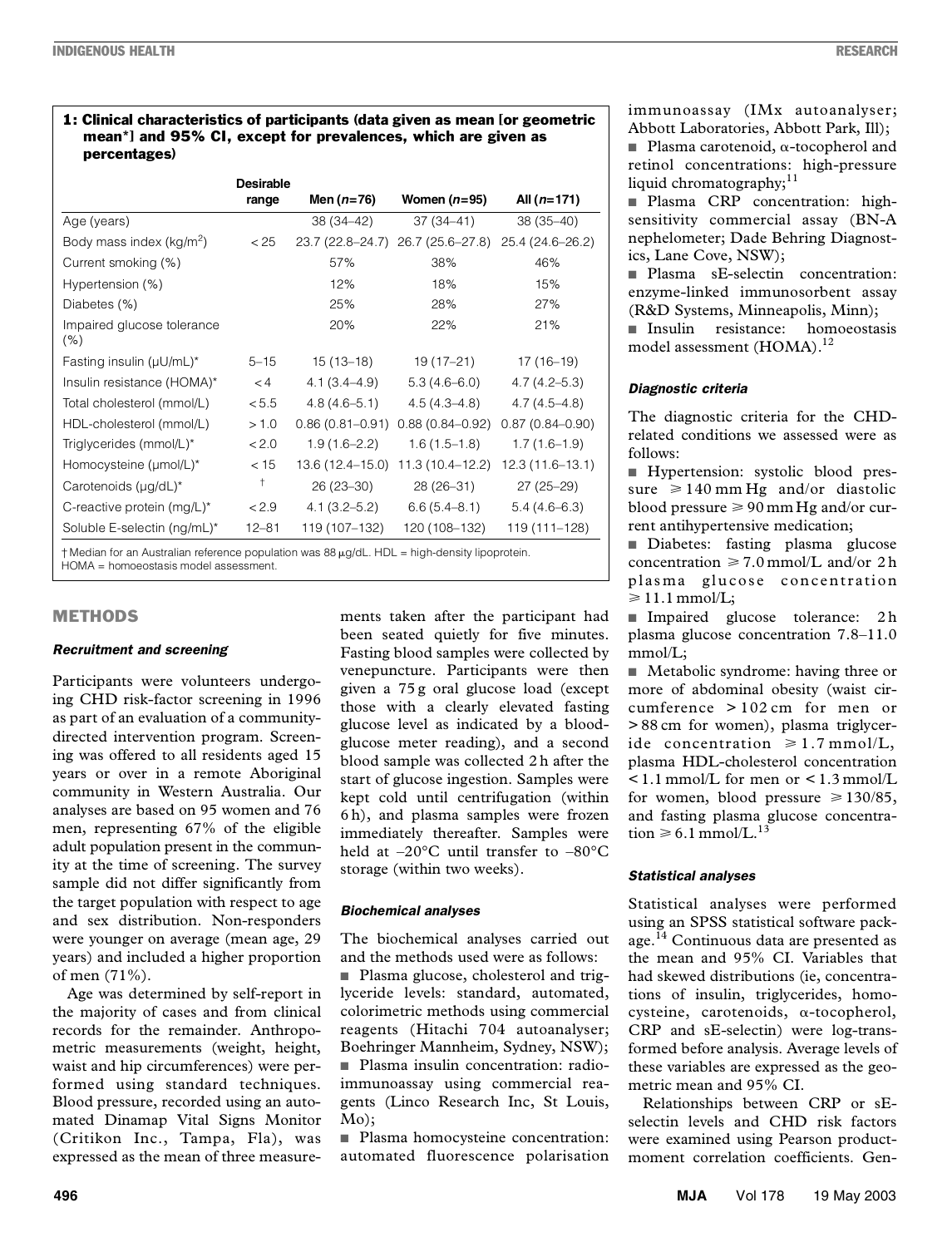**1: Clinical characteristics of participants (data given as mean [or geometric mean*] and 95% CI, except for prevalences, which are given as percentages)**

| | Desirable range | Men (n=76) | Women (n=95) | All (n=171) |
|---|---|---|---|---|
| Age (years) | | 38 (34–42) | 37 (34–41) | 38 (35–40) |
| Body mass index (kg/m²) | < 25 | 23.7 (22.8–24.7) | 26.7 (25.6–27.8) | 25.4 (24.6–26.2) |
| Current smoking (%) | | 57% | 38% | 46% |
| Hypertension (%) | | 12% | 18% | 15% |
| Diabetes (%) | | 25% | 28% | 27% |
| Impaired glucose tolerance (%) | | 20% | 22% | 21% |
| Fasting insulin (μU/mL)* | 5–15 | 15 (13–18) | 19 (17–21) | 17 (16–19) |
| Insulin resistance (HOMA)* | < 4 | 4.1 (3.4–4.9) | 5.3 (4.6–6.0) | 4.7 (4.2–5.3) |
| Total cholesterol (mmol/L) | < 5.5 | 4.8 (4.6–5.1) | 4.5 (4.3–4.8) | 4.7 (4.5–4.8) |
| HDL-cholesterol (mmol/L) | > 1.0 | 0.86 (0.81–0.91) | 0.88 (0.84–0.92) | 0.87 (0.84–0.90) |
| Triglycerides (mmol/L)* | < 2.0 | 1.9 (1.6–2.2) | 1.6 (1.5–1.8) | 1.7 (1.6–1.9) |
| Homocysteine (μmol/L)* | < 15 | 13.6 (12.4–15.0) | 11.3 (10.4–12.2) | 12.3 (11.6–13.1) |
| Carotenoids (μg/dL)* | † | 26 (23–30) | 28 (26–31) | 27 (25–29) |
| C-reactive protein (mg/L)* | < 2.9 | 4.1 (3.2–5.2) | 6.6 (5.4–8.1) | 5.4 (4.6–6.3) |
| Soluble E-selectin (ng/mL)* | 12–81 | 119 (107–132) | 120 (108–132) | 119 (111–128) |

† Median for an Australian reference population was 88 μg/dL. HDL = high-density lipoprotein. HOMA = homoeostasis model assessment.

## METHODS

### Recruitment and screening

Participants were volunteers undergoing CHD risk-factor screening in 1996 as part of an evaluation of a community-directed intervention program. Screening was offered to all residents aged 15 years or over in a remote Aboriginal community in Western Australia. Our analyses are based on 95 women and 76 men, representing 67% of the eligible adult population present in the community at the time of screening. The survey sample did not differ significantly from the target population with respect to age and sex distribution. Non-responders were younger on average (mean age, 29 years) and included a higher proportion of men (71%).

Age was determined by self-report in the majority of cases and from clinical records for the remainder. Anthropometric measurements (weight, height, waist and hip circumferences) were performed using standard techniques. Blood pressure, recorded using an automated Dinamap Vital Signs Monitor (Critikon Inc., Tampa, Fla), was expressed as the mean of three measurements taken after the participant had been seated quietly for five minutes. Fasting blood samples were collected by venepuncture. Participants were then given a 75 g oral glucose load (except those with a clearly elevated fasting glucose level as indicated by a blood-glucose meter reading), and a second blood sample was collected 2 h after the start of glucose ingestion. Samples were kept cold until centrifugation (within 6 h), and plasma samples were frozen immediately thereafter. Samples were held at –20°C until transfer to –80°C storage (within two weeks).

### Biochemical analyses

The biochemical analyses carried out and the methods used were as follows:

- Plasma glucose, cholesterol and triglyceride levels: standard, automated, colorimetric methods using commercial reagents (Hitachi 704 autoanalyser; Boehringer Mannheim, Sydney, NSW);
- Plasma insulin concentration: radioimmunoassay using commercial reagents (Linco Research Inc, St Louis, Mo);
- Plasma homocysteine concentration: automated fluorescence polarisation immunoassay (IMx autoanalyser; Abbott Laboratories, Abbott Park, Ill);
- Plasma carotenoid, α-tocopherol and retinol concentrations: high-pressure liquid chromatography;[11]
- Plasma CRP concentration: high-sensitivity commercial assay (BN-A nephelometer; Dade Behring Diagnostics, Lane Cove, NSW);
- Plasma sE-selectin concentration: enzyme-linked immunosorbent assay (R&D Systems, Minneapolis, Minn);
- Insulin resistance: homoeostasis model assessment (HOMA).[12]

### Diagnostic criteria

The diagnostic criteria for the CHD-related conditions we assessed were as follows:

- Hypertension: systolic blood pressure ≥ 140 mm Hg and/or diastolic blood pressure ≥ 90 mm Hg and/or current antihypertensive medication;
- Diabetes: fasting plasma glucose concentration ≥ 7.0 mmol/L and/or 2 h plasma glucose concentration ≥ 11.1 mmol/L;
- Impaired glucose tolerance: 2 h plasma glucose concentration 7.8–11.0 mmol/L;
- Metabolic syndrome: having three or more of abdominal obesity (waist circumference > 102 cm for men or > 88 cm for women), plasma triglyceride concentration ≥ 1.7 mmol/L, plasma HDL-cholesterol concentration < 1.1 mmol/L for men or < 1.3 mmol/L for women, blood pressure ≥ 130/85, and fasting plasma glucose concentration ≥ 6.1 mmol/L.[13]

### Statistical analyses

Statistical analyses were performed using an SPSS statistical software package.[14] Continuous data are presented as the mean and 95% CI. Variables that had skewed distributions (ie, concentrations of insulin, triglycerides, homocysteine, carotenoids, α-tocopherol, CRP and sE-selectin) were log-transformed before analysis. Average levels of these variables are expressed as the geometric mean and 95% CI.

Relationships between CRP or sE-selectin levels and CHD risk factors were examined using Pearson product-moment correlation coefficients. Gen-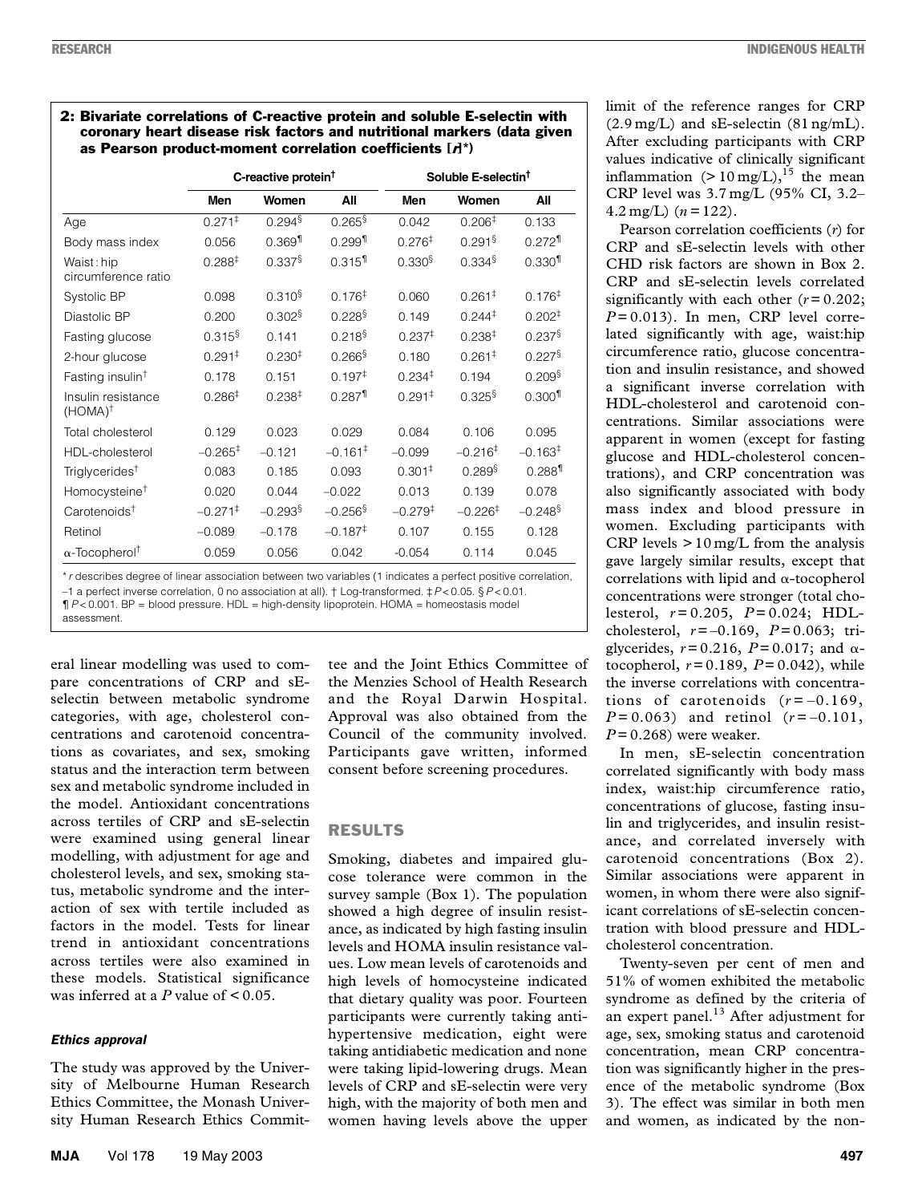**2: Bivariate correlations of C-reactive protein and soluble E-selectin with coronary heart disease risk factors and nutritional markers (data given as Pearson product-moment correlation coefficients [r*])**

| | C-reactive protein† | | | Soluble E-selectin† | | |
|---|---|---|---|---|---|---|
| | Men | Women | All | Men | Women | All |
| Age | 0.271‡ | 0.294§ | 0.265§ | 0.042 | 0.206‡ | 0.133 |
| Body mass index | 0.056 | 0.369¶ | 0.299¶ | 0.276‡ | 0.291§ | 0.272¶ |
| Waist : hip circumference ratio | 0.288‡ | 0.337§ | 0.315¶ | 0.330§ | 0.334§ | 0.330¶ |
| Systolic BP | 0.098 | 0.310§ | 0.176‡ | 0.060 | 0.261‡ | 0.176‡ |
| Diastolic BP | 0.200 | 0.302§ | 0.228§ | 0.149 | 0.244‡ | 0.202‡ |
| Fasting glucose | 0.315§ | 0.141 | 0.218§ | 0.237‡ | 0.238‡ | 0.237§ |
| 2-hour glucose | 0.291‡ | 0.230‡ | 0.266§ | 0.180 | 0.261‡ | 0.227§ |
| Fasting insulin† | 0.178 | 0.151 | 0.197‡ | 0.234‡ | 0.194 | 0.209§ |
| Insulin resistance (HOMA)† | 0.286‡ | 0.238‡ | 0.287¶ | 0.291‡ | 0.325§ | 0.300¶ |
| Total cholesterol | 0.129 | 0.023 | 0.029 | 0.084 | 0.106 | 0.095 |
| HDL-cholesterol | –0.265‡ | –0.121 | –0.161‡ | –0.099 | –0.216‡ | –0.163‡ |
| Triglycerides† | 0.083 | 0.185 | 0.093 | 0.301‡ | 0.289§ | 0.288¶ |
| Homocysteine† | 0.020 | 0.044 | –0.022 | 0.013 | 0.139 | 0.078 |
| Carotenoids† | –0.271‡ | –0.293§ | –0.256§ | –0.279‡ | –0.226‡ | –0.248§ |
| Retinol | –0.089 | –0.178 | –0.187‡ | 0.107 | 0.155 | 0.128 |
| α-Tocopherol† | 0.059 | 0.056 | 0.042 | -0.054 | 0.114 | 0.045 |

\* r describes degree of linear association between two variables (1 indicates a perfect positive correlation, –1 a perfect inverse correlation, 0 no association at all). † Log-transformed. ‡ $P < 0.05$. § $P < 0.01$. ¶ $P < 0.001$. BP = blood pressure. HDL = high-density lipoprotein. HOMA = homeostasis model assessment.

eral linear modelling was used to compare concentrations of CRP and sE-selectin between metabolic syndrome categories, with age, cholesterol concentrations and carotenoid concentrations as covariates, and sex, smoking status and the interaction term between sex and metabolic syndrome included in the model. Antioxidant concentrations across tertiles of CRP and sE-selectin were examined using general linear modelling, with adjustment for age and cholesterol levels, and sex, smoking status, metabolic syndrome and the interaction of sex with tertile included as factors in the model. Tests for linear trend in antioxidant concentrations across tertiles were also examined in these models. Statistical significance was inferred at a $P$ value of < 0.05.

#### *Ethics approval*

The study was approved by the University of Melbourne Human Research Ethics Committee, the Monash University Human Research Ethics Committee and the Joint Ethics Committee of the Menzies School of Health Research and the Royal Darwin Hospital. Approval was also obtained from the Council of the community involved. Participants gave written, informed consent before screening procedures.

## RESULTS

Smoking, diabetes and impaired glucose tolerance were common in the survey sample (Box 1). The population showed a high degree of insulin resistance, as indicated by high fasting insulin levels and HOMA insulin resistance values. Low mean levels of carotenoids and high levels of homocysteine indicated that dietary quality was poor. Fourteen participants were currently taking antihypertensive medication, eight were taking antidiabetic medication and none were taking lipid-lowering drugs. Mean levels of CRP and sE-selectin were very high, with the majority of both men and women having levels above the upper limit of the reference ranges for CRP (2.9 mg/L) and sE-selectin (81 ng/mL). After excluding participants with CRP values indicative of clinically significant inflammation (> 10 mg/L),[15] the mean CRP level was 3.7 mg/L (95% CI, 3.2–4.2 mg/L) ($n = 122$).

Pearson correlation coefficients ($r$) for CRP and sE-selectin levels with other CHD risk factors are shown in Box 2. CRP and sE-selectin levels correlated significantly with each other ($r = 0.202$; $P = 0.013$). In men, CRP level correlated significantly with age, waist:hip circumference ratio, glucose concentration and insulin resistance, and showed a significant inverse correlation with HDL-cholesterol and carotenoid concentrations. Similar associations were apparent in women (except for fasting glucose and HDL-cholesterol concentrations), and CRP concentration was also significantly associated with body mass index and blood pressure in women. Excluding participants with CRP levels > 10 mg/L from the analysis gave largely similar results, except that correlations with lipid and α-tocopherol concentrations were stronger (total cholesterol, $r = 0.205$, $P = 0.024$; HDL-cholesterol, $r = –0.169$, $P = 0.063$; triglycerides, $r = 0.216$, $P = 0.017$; and α-tocopherol, $r = 0.189$, $P = 0.042$), while the inverse correlations with concentrations of carotenoids ($r = –0.169$, $P = 0.063$) and retinol ($r = –0.101$, $P = 0.268$) were weaker.

In men, sE-selectin concentration correlated significantly with body mass index, waist:hip circumference ratio, concentrations of glucose, fasting insulin and triglycerides, and insulin resistance, and correlated inversely with carotenoid concentrations (Box 2). Similar associations were apparent in women, in whom there were also significant correlations of sE-selectin concentration with blood pressure and HDL-cholesterol concentration.

Twenty-seven per cent of men and 51% of women exhibited the metabolic syndrome as defined by the criteria of an expert panel.[13] After adjustment for age, sex, smoking status and carotenoid concentration, mean CRP concentration was significantly higher in the presence of the metabolic syndrome (Box 3). The effect was similar in both men and women, as indicated by the non-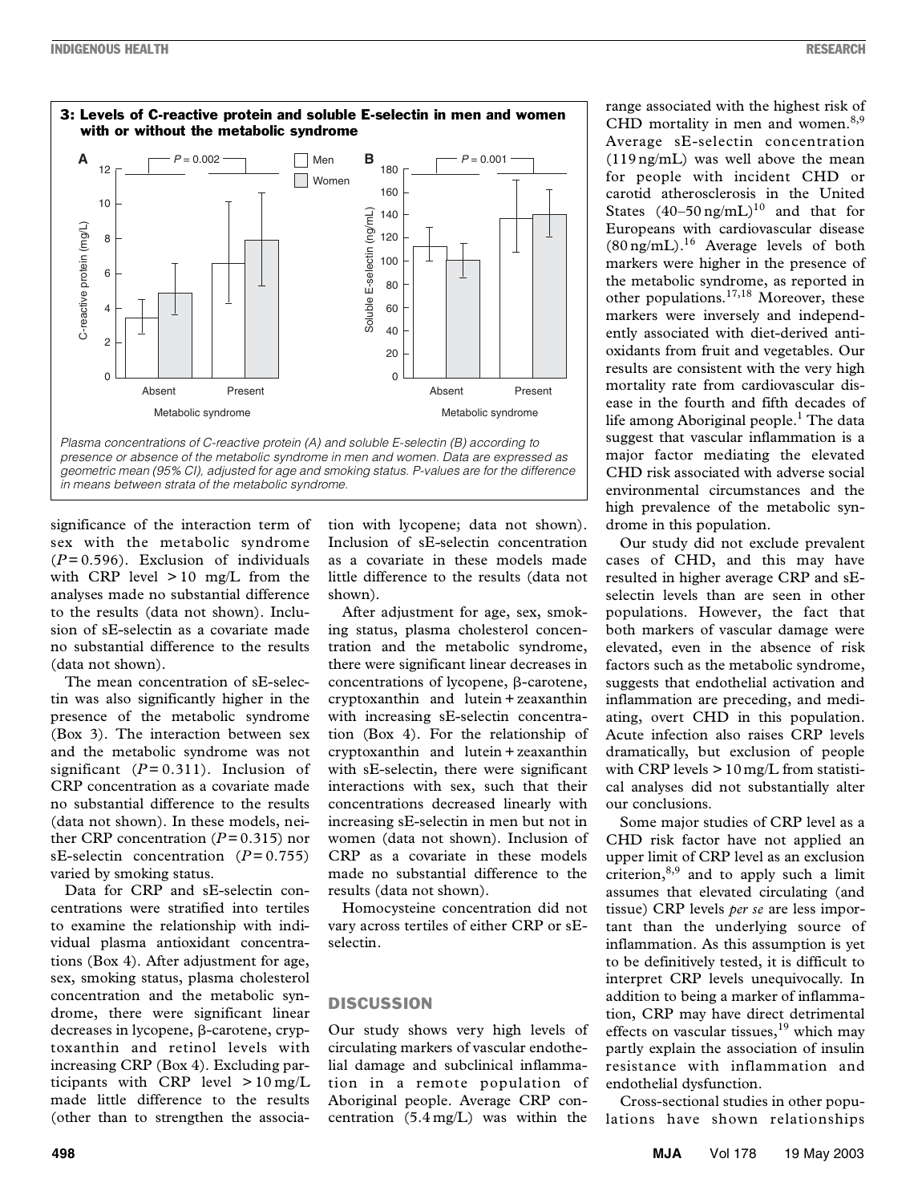**3: Levels of C-reactive protein and soluble E-selectin in men and women with or without the metabolic syndrome**

*Plasma concentrations of C-reactive protein (A) and soluble E-selectin (B) according to presence or absence of the metabolic syndrome in men and women. Data are expressed as geometric mean (95% CI), adjusted for age and smoking status. P-values are for the difference in means between strata of the metabolic syndrome.*

significance of the interaction term of sex with the metabolic syndrome ($P = 0.596$). Exclusion of individuals with CRP level > 10 mg/L from the analyses made no substantial difference to the results (data not shown). Inclusion of sE-selectin as a covariate made no substantial difference to the results (data not shown).

The mean concentration of sE-selectin was also significantly higher in the presence of the metabolic syndrome (Box 3). The interaction between sex and the metabolic syndrome was not significant ($P = 0.311$). Inclusion of CRP concentration as a covariate made no substantial difference to the results (data not shown). In these models, neither CRP concentration ($P = 0.315$) nor sE-selectin concentration ($P = 0.755$) varied by smoking status.

Data for CRP and sE-selectin concentrations were stratified into tertiles to examine the relationship with individual plasma antioxidant concentrations (Box 4). After adjustment for age, sex, smoking status, plasma cholesterol concentration and the metabolic syndrome, there were significant linear decreases in lycopene, β-carotene, cryptoxanthin and retinol levels with increasing CRP (Box 4). Excluding participants with CRP level > 10 mg/L made little difference to the results (other than to strengthen the association with lycopene; data not shown). Inclusion of sE-selectin concentration as a covariate in these models made little difference to the results (data not shown).

After adjustment for age, sex, smoking status, plasma cholesterol concentration and the metabolic syndrome, there were significant linear decreases in concentrations of lycopene, β-carotene, cryptoxanthin and lutein + zeaxanthin with increasing sE-selectin concentration (Box 4). For the relationship of cryptoxanthin and lutein + zeaxanthin with sE-selectin, there were significant interactions with sex, such that their concentrations decreased linearly with increasing sE-selectin in men but not in women (data not shown). Inclusion of CRP as a covariate in these models made no substantial difference to the results (data not shown).

Homocysteine concentration did not vary across tertiles of either CRP or sE-selectin.

## DISCUSSION

Our study shows very high levels of circulating markers of vascular endothelial damage and subclinical inflammation in a remote population of Aboriginal people. Average CRP concentration (5.4 mg/L) was within the range associated with the highest risk of CHD mortality in men and women.[8,9] Average sE-selectin concentration (119 ng/mL) was well above the mean for people with incident CHD or carotid atherosclerosis in the United States (40–50 ng/mL)[10] and that for Europeans with cardiovascular disease (80 ng/mL).[16] Average levels of both markers were higher in the presence of the metabolic syndrome, as reported in other populations.[17,18] Moreover, these markers were inversely and independently associated with diet-derived antioxidants from fruit and vegetables. Our results are consistent with the very high mortality rate from cardiovascular disease in the fourth and fifth decades of life among Aboriginal people.[1] The data suggest that vascular inflammation is a major factor mediating the elevated CHD risk associated with adverse social environmental circumstances and the high prevalence of the metabolic syndrome in this population.

Our study did not exclude prevalent cases of CHD, and this may have resulted in higher average CRP and sE-selectin levels than are seen in other populations. However, the fact that both markers of vascular damage were elevated, even in the absence of risk factors such as the metabolic syndrome, suggests that endothelial activation and inflammation are preceding, and mediating, overt CHD in this population. Acute infection also raises CRP levels dramatically, but exclusion of people with CRP levels > 10 mg/L from statistical analyses did not substantially alter our conclusions.

Some major studies of CRP level as a CHD risk factor have not applied an upper limit of CRP level as an exclusion criterion,[8,9] and to apply such a limit assumes that elevated circulating (and tissue) CRP levels *per se* are less important than the underlying source of inflammation. As this assumption is yet to be definitively tested, it is difficult to interpret CRP levels unequivocally. In addition to being a marker of inflammation, CRP may have direct detrimental effects on vascular tissues,[19] which may partly explain the association of insulin resistance with inflammation and endothelial dysfunction.

Cross-sectional studies in other populations have shown relationships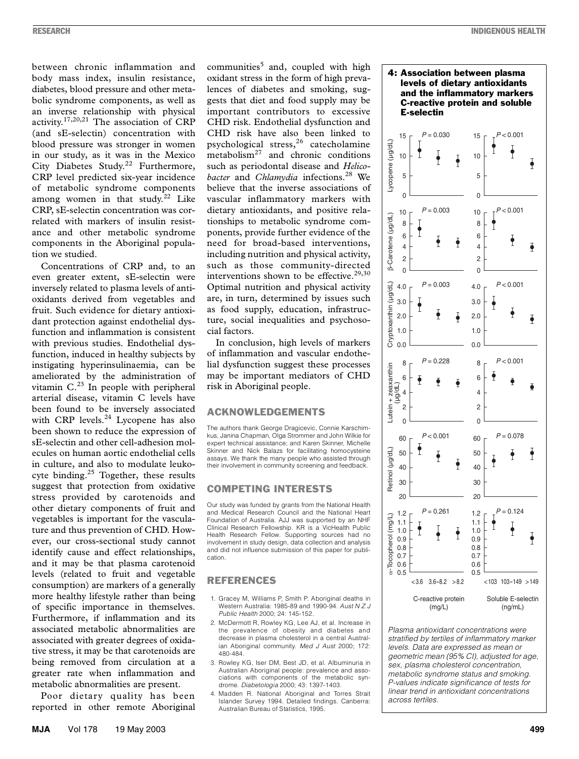between chronic inflammation and body mass index, insulin resistance, diabetes, blood pressure and other metabolic syndrome components, as well as an inverse relationship with physical activity.[17,20,21] The association of CRP (and sE-selectin) concentration with blood pressure was stronger in women in our study, as it was in the Mexico City Diabetes Study.[22] Furthermore, CRP level predicted six-year incidence of metabolic syndrome components among women in that study.[22] Like CRP, sE-selectin concentration was correlated with markers of insulin resistance and other metabolic syndrome components in the Aboriginal population we studied.

Concentrations of CRP and, to an even greater extent, sE-selectin were inversely related to plasma levels of antioxidants derived from vegetables and fruit. Such evidence for dietary antioxidant protection against endothelial dysfunction and inflammation is consistent with previous studies. Endothelial dysfunction, induced in healthy subjects by instigating hyperinsulinaemia, can be ameliorated by the administration of vitamin C.[23] In people with peripheral arterial disease, vitamin C levels have been found to be inversely associated with CRP levels.[24] Lycopene has also been shown to reduce the expression of sE-selectin and other cell-adhesion molecules on human aortic endothelial cells in culture, and also to modulate leukocyte binding.[25] Together, these results suggest that protection from oxidative stress provided by carotenoids and other dietary components of fruit and vegetables is important for the vasculature and thus prevention of CHD. However, our cross-sectional study cannot identify cause and effect relationships, and it may be that plasma carotenoid levels (related to fruit and vegetable consumption) are markers of a generally more healthy lifestyle rather than being of specific importance in themselves. Furthermore, if inflammation and its associated metabolic abnormalities are associated with greater degrees of oxidative stress, it may be that carotenoids are being removed from circulation at a greater rate when inflammation and metabolic abnormalities are present.

Poor dietary quality has been reported in other remote Aboriginal communities[5] and, coupled with high oxidant stress in the form of high prevalences of diabetes and smoking, suggests that diet and food supply may be important contributors to excessive CHD risk. Endothelial dysfunction and CHD risk have also been linked to psychological stress,[26] catecholamine metabolism[27] and chronic conditions such as periodontal disease and *Helicobacter* and *Chlamydia* infections.[28] We believe that the inverse associations of vascular inflammatory markers with dietary antioxidants, and positive relationships to metabolic syndrome components, provide further evidence of the need for broad-based interventions, including nutrition and physical activity, such as those community-directed interventions shown to be effective.[29,30] Optimal nutrition and physical activity are, in turn, determined by issues such as food supply, education, infrastructure, social inequalities and psychosocial factors.

In conclusion, high levels of markers of inflammation and vascular endothelial dysfunction suggest these processes may be important mediators of CHD risk in Aboriginal people.

**4: Association between plasma levels of dietary antioxidants and the inflammatory markers C-reactive protein and soluble E-selectin**

*Plasma antioxidant concentrations were stratified by tertiles of inflammatory marker levels. Data are expressed as mean or geometric mean (95% CI), adjusted for age, sex, plasma cholesterol concentration, metabolic syndrome status and smoking. P-values indicate significance of tests for linear trend in antioxidant concentrations across tertiles.*

## ACKNOWLEDGEMENTS

The authors thank George Dragicevic, Connie Karschimkus, Janina Chapman, Olga Strommer and John Wilkie for expert technical assistance; and Karen Skinner, Michelle Skinner and Nick Balazs for facilitating homocysteine assays. We thank the many people who assisted through their involvement in community screening and feedback.

## COMPETING INTERESTS

Our study was funded by grants from the National Health and Medical Research Council and the National Heart Foundation of Australia. AJJ was supported by an NHF Clinical Research Fellowship. KR is a VicHealth Public Health Research Fellow. Supporting sources had no involvement in study design, data collection and analysis and did not influence submission of this paper for publication.

## REFERENCES

1. Gracey M, Williams P, Smith P. Aboriginal deaths in Western Australia: 1985-89 and 1990-94. *Aust N Z J Public Health* 2000; 24: 145-152.
2. McDermott R, Rowley KG, Lee AJ, et al. Increase in the prevalence of obesity and diabetes and decrease in plasma cholesterol in a central Australian Aboriginal community. *Med J Aust* 2000; 172: 480-484.
3. Rowley KG, Iser DM, Best JD, et al. Albuminuria in Australian Aboriginal people: prevalence and associations with components of the metabolic syndrome. *Diabetologia* 2000; 43: 1397-1403.
4. Madden R. National Aboriginal and Torres Strait Islander Survey 1994. Detailed findings. Canberra: Australian Bureau of Statistics, 1995.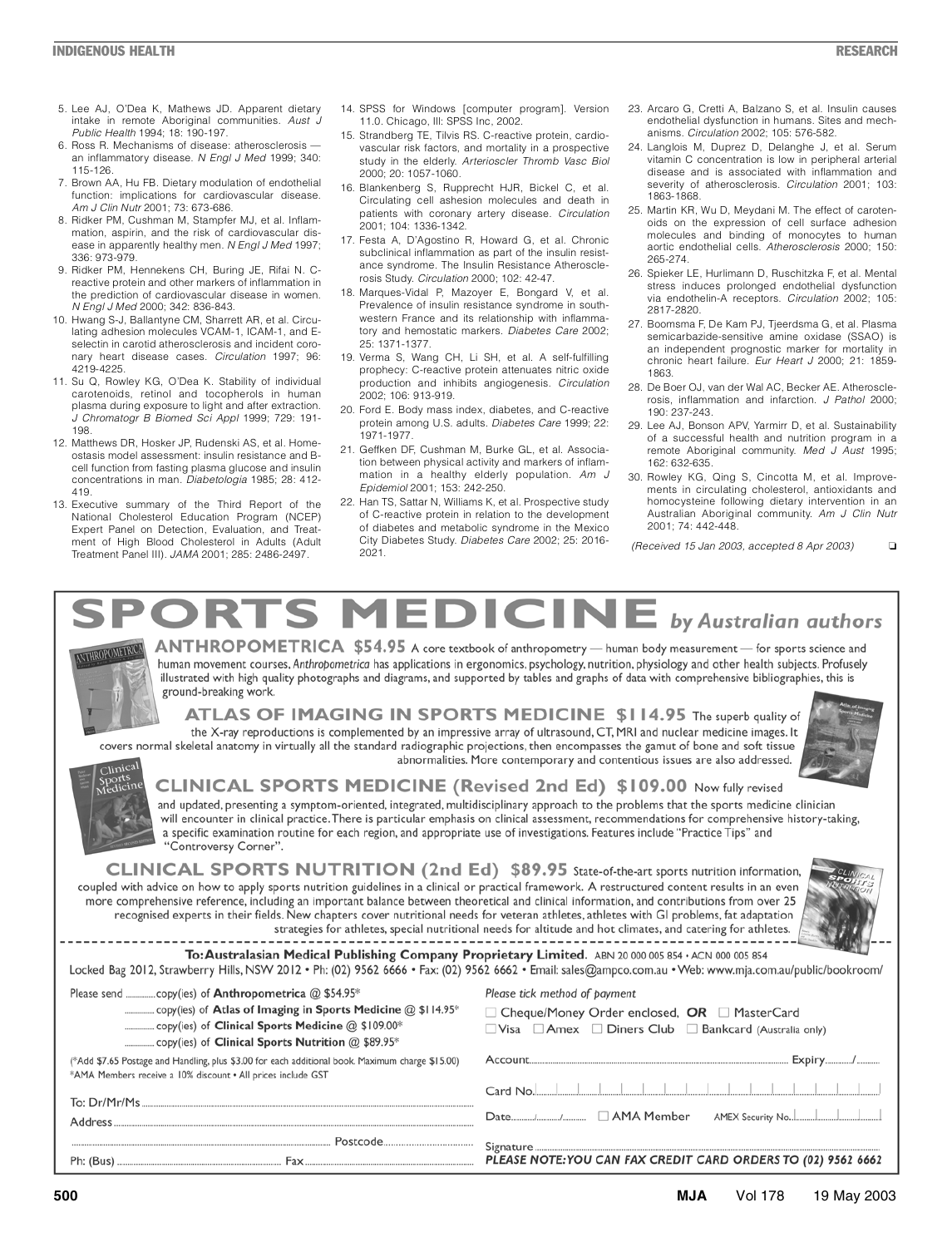5. Lee AJ, O'Dea K, Mathews JD. Apparent dietary intake in remote Aboriginal communities. *Aust J Public Health* 1994; 18: 190-197.
6. Ross R. Mechanisms of disease: atherosclerosis — an inflammatory disease. *N Engl J Med* 1999; 340: 115-126.
7. Brown AA, Hu FB. Dietary modulation of endothelial function: implications for cardiovascular disease. *Am J Clin Nutr* 2001; 73: 673-686.
8. Ridker PM, Cushman M, Stampfer MJ, et al. Inflammation, aspirin, and the risk of cardiovascular disease in apparently healthy men. *N Engl J Med* 1997; 336: 973-979.
9. Ridker PM, Hennekens CH, Buring JE, Rifai N. C-reactive protein and other markers of inflammation in the prediction of cardiovascular disease in women. *N Engl J Med* 2000; 342: 836-843.
10. Hwang S-J, Ballantyne CM, Sharrett AR, et al. Circulating adhesion molecules VCAM-1, ICAM-1, and E-selectin in carotid atherosclerosis and incident coronary heart disease cases. *Circulation* 1997; 96: 4219-4225.
11. Su Q, Rowley KG, O'Dea K. Stability of individual carotenoids, retinol and tocopherols in human plasma during exposure to light and after extraction. *J Chromatogr B Biomed Sci Appl* 1999; 729: 191-198.
12. Matthews DR, Hosker JP, Rudenski AS, et al. Homeostasis model assessment: insulin resistance and B-cell function from fasting plasma glucose and insulin concentrations in man. *Diabetologia* 1985; 28: 412-419.
13. Executive summary of the Third Report of the National Cholesterol Education Program (NCEP) Expert Panel on Detection, Evaluation, and Treatment of High Blood Cholesterol in Adults (Adult Treatment Panel III). *JAMA* 2001; 285: 2486-2497.
14. SPSS for Windows [computer program]. Version 11.0. Chicago, Ill: SPSS Inc, 2002.
15. Strandberg TE, Tilvis RS. C-reactive protein, cardiovascular risk factors, and mortality in a prospective study in the elderly. *Arterioscler Thromb Vasc Biol* 2000; 20: 1057-1060.
16. Blankenberg S, Rupprecht HJR, Bickel C, et al. Circulating cell ashesion molecules and death in patients with coronary artery disease. *Circulation* 2001; 104: 1336-1342.
17. Festa A, D'Agostino R, Howard G, et al. Chronic subclinical inflammation as part of the insulin resistance syndrome. The Insulin Resistance Atherosclerosis Study. *Circulation* 2000; 102: 42-47.
18. Marques-Vidal P, Mazoyer E, Bongard V, et al. Prevalence of insulin resistance syndrome in southwestern France and its relationship with inflammatory and hemostatic markers. *Diabetes Care* 2002; 25: 1371-1377.
19. Verma S, Wang CH, Li SH, et al. A self-fulfilling prophecy: C-reactive protein attenuates nitric oxide production and inhibits angiogenesis. *Circulation* 2002; 106: 913-919.
20. Ford E. Body mass index, diabetes, and C-reactive protein among U.S. adults. *Diabetes Care* 1999; 22: 1971-1977.
21. Geffken DF, Cushman M, Burke GL, et al. Association between physical activity and markers of inflammation in a healthy elderly population. *Am J Epidemiol* 2001; 153: 242-250.
22. Han TS, Sattar N, Williams K, et al. Prospective study of C-reactive protein in relation to the development of diabetes and metabolic syndrome in the Mexico City Diabetes Study. *Diabetes Care* 2002; 25: 2016-2021.
23. Arcaro G, Cretti A, Balzano S, et al. Insulin causes endothelial dysfunction in humans. Sites and mechanisms. *Circulation* 2002; 105: 576-582.
24. Langlois M, Duprez D, Delanghe J, et al. Serum vitamin C concentration is low in peripheral arterial disease and is associated with inflammation and severity of atherosclerosis. *Circulation* 2001; 103: 1863-1868.
25. Martin KR, Wu D, Meydani M. The effect of carotenoids on the expression of cell surface adhesion molecules and binding of monocytes to human aortic endothelial cells. *Atherosclerosis* 2000; 150: 265-274.
26. Spieker LE, Hurlimann D, Ruschitzka F, et al. Mental stress induces prolonged endothelial dysfunction via endothelin-A receptors. *Circulation* 2002; 105: 2817-2820.
27. Boomsma F, De Kam PJ, Tjeerdsma G, et al. Plasma semicarbazide-sensitive amine oxidase (SSAO) is an independent prognostic marker for mortality in chronic heart failure. *Eur Heart J* 2000; 21: 1859-1863.
28. De Boer OJ, van der Wal AC, Becker AE. Atherosclerosis, inflammation and infarction. *J Pathol* 2000; 190: 237-243.
29. Lee AJ, Bonson APV, Yarmirr D, et al. Sustainability of a successful health and nutrition program in a remote Aboriginal community. *Med J Aust* 1995; 162: 632-635.
30. Rowley KG, Qing S, Cincotta M, et al. Improvements in circulating cholesterol, antioxidants and homocysteine following dietary intervention in an Australian Aboriginal community. *Am J Clin Nutr* 2001; 74: 442-448.

*(Received 15 Jan 2003, accepted 8 Apr 2003)* ❑

# SPORTS MEDICINE *by Australian authors*

**ANTHROPOMETRICA $54.95** A core textbook of anthropometry — human body measurement — for sports science and human movement courses, *Anthropometrica* has applications in ergonomics, psychology, nutrition, physiology and other health subjects. Profusely illustrated with high quality photographs and diagrams, and supported by tables and graphs of data with comprehensive bibliographies, this is ground-breaking work.

**ATLAS OF IMAGING IN SPORTS MEDICINE $114.95** The superb quality of the X-ray reproductions is complemented by an impressive array of ultrasound, CT, MRI and nuclear medicine images. It covers normal skeletal anatomy in virtually all the standard radiographic projections, then encompasses the gamut of bone and soft tissue abnormalities. More contemporary and contentious issues are also addressed.

**CLINICAL SPORTS MEDICINE (Revised 2nd Ed) $109.00** Now fully revised and updated, presenting a symptom-oriented, integrated, multidisciplinary approach to the problems that the sports medicine clinician will encounter in clinical practice. There is particular emphasis on clinical assessment, recommendations for comprehensive history-taking, a specific examination routine for each region, and appropriate use of investigations. Features include "Practice Tips" and "Controversy Corner".

**CLINICAL SPORTS NUTRITION (2nd Ed) $89.95** State-of-the-art sports nutrition information, coupled with advice on how to apply sports nutrition guidelines in a clinical or practical framework. A restructured content results in an even more comprehensive reference, including an important balance between theoretical and clinical information, and contributions from over 25 recognised experts in their fields. New chapters cover nutritional needs for veteran athletes, athletes with GI problems, fat adaptation strategies for athletes, special nutritional needs for altitude and hot climates, and catering for athletes.

**To: Australasian Medical Publishing Company Proprietary Limited.** ABN 20 000 005 854 • ACN 000 005 854
Locked Bag 2012, Strawberry Hills, NSW 2012 • Ph: (02) 9562 6666 • Fax: (02) 9562 6662 • Email: sales@ampco.com.au • Web: www.mja.com.au/public/bookroom/

Please send ............ copy(ies) of **Anthropometrica** @ $54.95*
............ copy(ies) of **Atlas of Imaging in Sports Medicine** @ $114.95*
............ copy(ies) of **Clinical Sports Medicine** @ $109.00*
............ copy(ies) of **Clinical Sports Nutrition** @ $89.95*

(*Add $7.65 Postage and Handling, plus $3.00 for each additional book. Maximum charge $15.00)
*AMA Members receive a 10% discount • All prices include GST

To: Dr/Mr/Ms ............
Address ............
............ Postcode ............
Ph: (Bus) ............ Fax ............

*Please tick method of payment*
☐ Cheque/Money Order enclosed, **OR** ☐ MasterCard
☐ Visa ☐ Amex ☐ Diners Club ☐ Bankcard (Australia only)

Account ............ Expiry ....../......
Card No. ............
Date ....../....../...... ☐ AMA Member AMEX Security No. ............
Signature ............

***PLEASE NOTE: YOU CAN FAX CREDIT CARD ORDERS TO (02) 9562 6662***